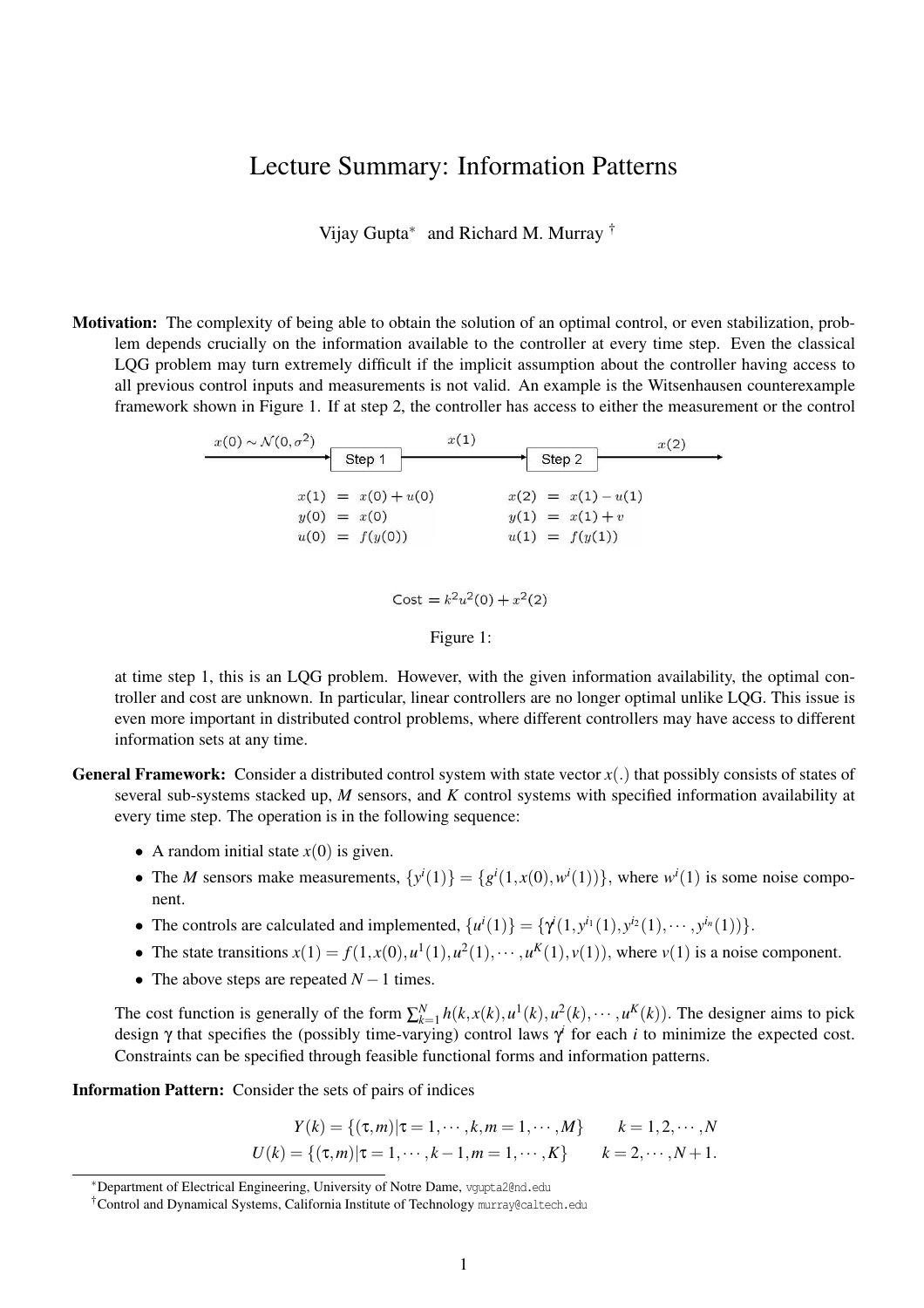# Lecture Summary: Information Patterns

Vijay Gupta* and Richard M. Murray †

**Motivation:** The complexity of being able to obtain the solution of an optimal control, or even stabilization, problem depends crucially on the information available to the controller at every time step. Even the classical LQG problem may turn extremely difficult if the implicit assumption about the controller having access to all previous control inputs and measurements is not valid. An example is the Witsenhausen counterexample framework shown in Figure 1. If at step 2, the controller has access to either the measurement or the control

$x(0) \sim \mathcal{N}(0, \sigma^2)$ → Step 1 → $x(1)$ → Step 2 → $x(2)$

$$
\begin{aligned}
x(1) &= x(0) + u(0) \\
y(0) &= x(0) \\
u(0) &= f(y(0))
\end{aligned}
\qquad
\begin{aligned}
x(2) &= x(1) - u(1) \\
y(1) &= x(1) + v \\
u(1) &= f(y(1))
\end{aligned}
$$

$$\text{Cost} = k^2 u^2(0) + x^2(2)$$

Figure 1:

at time step 1, this is an LQG problem. However, with the given information availability, the optimal controller and cost are unknown. In particular, linear controllers are no longer optimal unlike LQG. This issue is even more important in distributed control problems, where different controllers may have access to different information sets at any time.

**General Framework:** Consider a distributed control system with state vector $x(.)$ that possibly consists of states of several sub-systems stacked up, $M$ sensors, and $K$ control systems with specified information availability at every time step. The operation is in the following sequence:

- A random initial state $x(0)$ is given.
- The $M$ sensors make measurements, $\{y^i(1)\} = \{g^i(1, x(0), w^i(1))\}$, where $w^i(1)$ is some noise component.
- The controls are calculated and implemented, $\{u^i(1)\} = \{\gamma^i(1, y^{i_1}(1), y^{i_2}(1), \cdots, y^{i_n}(1))\}$.
- The state transitions $x(1) = f(1, x(0), u^1(1), u^2(1), \cdots, u^K(1), v(1))$, where $v(1)$ is a noise component.
- The above steps are repeated $N-1$ times.

The cost function is generally of the form $\sum_{k=1}^{N} h(k, x(k), u^1(k), u^2(k), \cdots, u^K(k))$. The designer aims to pick design $\gamma$ that specifies the (possibly time-varying) control laws $\gamma^i$ for each $i$ to minimize the expected cost. Constraints can be specified through feasible functional forms and information patterns.

**Information Pattern:** Consider the sets of pairs of indices

$$
\begin{aligned}
Y(k) &= \{(\tau, m) | \tau = 1, \cdots, k, m = 1, \cdots, M\} \qquad k = 1, 2, \cdots, N \\
U(k) &= \{(\tau, m) | \tau = 1, \cdots, k-1, m = 1, \cdots, K\} \qquad k = 2, \cdots, N+1.
\end{aligned}
$$

*Department of Electrical Engineering, University of Notre Dame, vgupta2@nd.edu

†Control and Dynamical Systems, California Institute of Technology murray@caltech.edu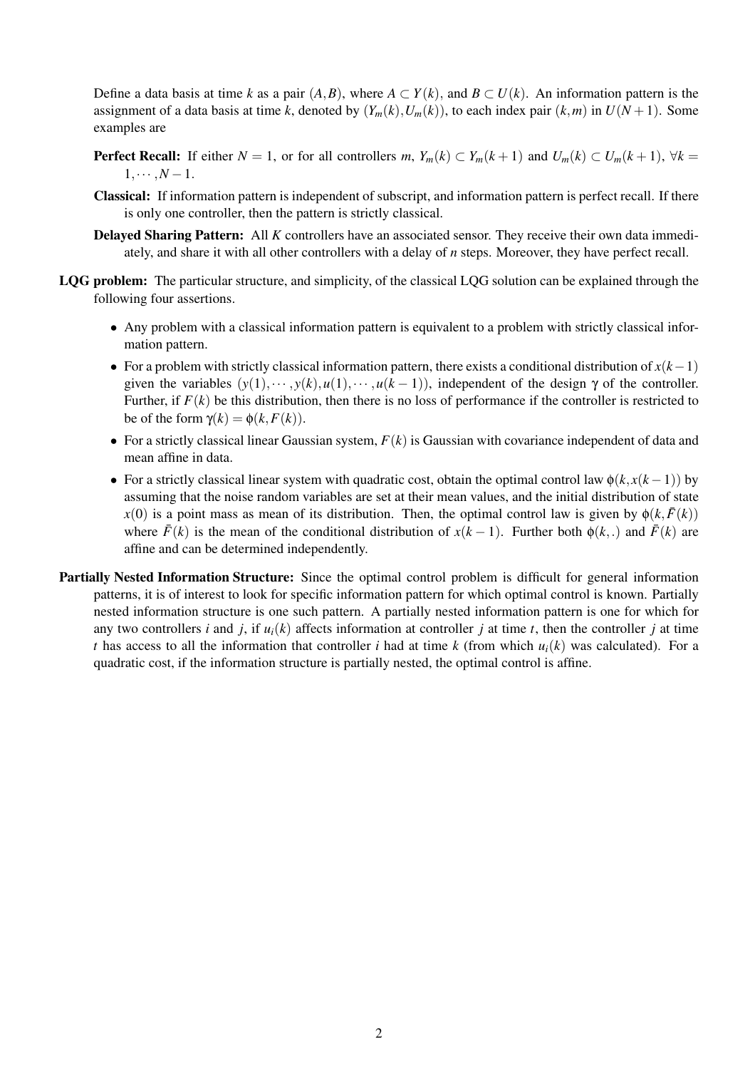Define a data basis at time $k$ as a pair $(A,B)$, where $A \subset Y(k)$, and $B \subset U(k)$. An information pattern is the assignment of a data basis at time $k$, denoted by $(Y_m(k), U_m(k))$, to each index pair $(k,m)$ in $U(N+1)$. Some examples are

**Perfect Recall:** If either $N = 1$, or for all controllers $m$, $Y_m(k) \subset Y_m(k+1)$ and $U_m(k) \subset U_m(k+1)$, $\forall k = 1, \cdots, N-1$.

**Classical:** If information pattern is independent of subscript, and information pattern is perfect recall. If there is only one controller, then the pattern is strictly classical.

**Delayed Sharing Pattern:** All $K$ controllers have an associated sensor. They receive their own data immediately, and share it with all other controllers with a delay of $n$ steps. Moreover, they have perfect recall.

**LQG problem:** The particular structure, and simplicity, of the classical LQG solution can be explained through the following four assertions.

- Any problem with a classical information pattern is equivalent to a problem with strictly classical information pattern.
- For a problem with strictly classical information pattern, there exists a conditional distribution of $x(k-1)$ given the variables $(y(1), \cdots, y(k), u(1), \cdots, u(k-1))$, independent of the design $\gamma$ of the controller. Further, if $F(k)$ be this distribution, then there is no loss of performance if the controller is restricted to be of the form $\gamma(k) = \phi(k, F(k))$.
- For a strictly classical linear Gaussian system, $F(k)$ is Gaussian with covariance independent of data and mean affine in data.
- For a strictly classical linear system with quadratic cost, obtain the optimal control law $\phi(k, x(k-1))$ by assuming that the noise random variables are set at their mean values, and the initial distribution of state $x(0)$ is a point mass as mean of its distribution. Then, the optimal control law is given by $\phi(k, \bar{F}(k))$ where $\bar{F}(k)$ is the mean of the conditional distribution of $x(k-1)$. Further both $\phi(k,.)$ and $\bar{F}(k)$ are affine and can be determined independently.

**Partially Nested Information Structure:** Since the optimal control problem is difficult for general information patterns, it is of interest to look for specific information pattern for which optimal control is known. Partially nested information structure is one such pattern. A partially nested information pattern is one for which for any two controllers $i$ and $j$, if $u_i(k)$ affects information at controller $j$ at time $t$, then the controller $j$ at time $t$ has access to all the information that controller $i$ had at time $k$ (from which $u_i(k)$ was calculated). For a quadratic cost, if the information structure is partially nested, the optimal control is affine.